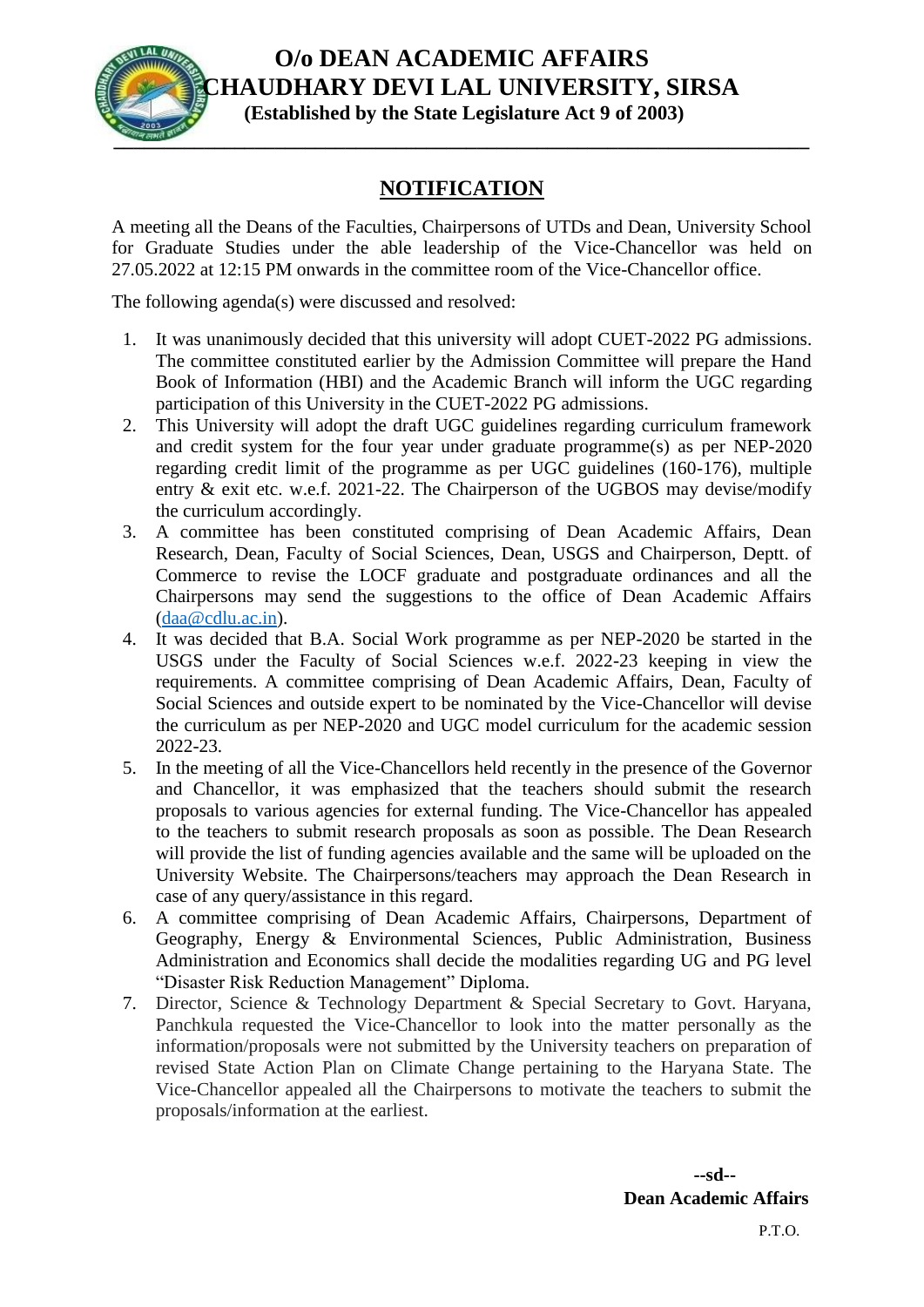# O/o DEAN ACADEMIC AFFAIRS
# CHAUDHARY DEVI LAL UNIVERSITY, SIRSA

**(Established by the State Legislature Act 9 of 2003)**

## NOTIFICATION

A meeting all the Deans of the Faculties, Chairpersons of UTDs and Dean, University School for Graduate Studies under the able leadership of the Vice-Chancellor was held on 27.05.2022 at 12:15 PM onwards in the committee room of the Vice-Chancellor office.

The following agenda(s) were discussed and resolved:

1. It was unanimously decided that this university will adopt CUET-2022 PG admissions. The committee constituted earlier by the Admission Committee will prepare the Hand Book of Information (HBI) and the Academic Branch will inform the UGC regarding participation of this University in the CUET-2022 PG admissions.
2. This University will adopt the draft UGC guidelines regarding curriculum framework and credit system for the four year under graduate programme(s) as per NEP-2020 regarding credit limit of the programme as per UGC guidelines (160-176), multiple entry & exit etc. w.e.f. 2021-22. The Chairperson of the UGBOS may devise/modify the curriculum accordingly.
3. A committee has been constituted comprising of Dean Academic Affairs, Dean Research, Dean, Faculty of Social Sciences, Dean, USGS and Chairperson, Deptt. of Commerce to revise the LOCF graduate and postgraduate ordinances and all the Chairpersons may send the suggestions to the office of Dean Academic Affairs (daa@cdlu.ac.in).
4. It was decided that B.A. Social Work programme as per NEP-2020 be started in the USGS under the Faculty of Social Sciences w.e.f. 2022-23 keeping in view the requirements. A committee comprising of Dean Academic Affairs, Dean, Faculty of Social Sciences and outside expert to be nominated by the Vice-Chancellor will devise the curriculum as per NEP-2020 and UGC model curriculum for the academic session 2022-23.
5. In the meeting of all the Vice-Chancellors held recently in the presence of the Governor and Chancellor, it was emphasized that the teachers should submit the research proposals to various agencies for external funding. The Vice-Chancellor has appealed to the teachers to submit research proposals as soon as possible. The Dean Research will provide the list of funding agencies available and the same will be uploaded on the University Website. The Chairpersons/teachers may approach the Dean Research in case of any query/assistance in this regard.
6. A committee comprising of Dean Academic Affairs, Chairpersons, Department of Geography, Energy & Environmental Sciences, Public Administration, Business Administration and Economics shall decide the modalities regarding UG and PG level "Disaster Risk Reduction Management" Diploma.
7. Director, Science & Technology Department & Special Secretary to Govt. Haryana, Panchkula requested the Vice-Chancellor to look into the matter personally as the information/proposals were not submitted by the University teachers on preparation of revised State Action Plan on Climate Change pertaining to the Haryana State. The Vice-Chancellor appealed all the Chairpersons to motivate the teachers to submit the proposals/information at the earliest.

**--sd--**
**Dean Academic Affairs**

P.T.O.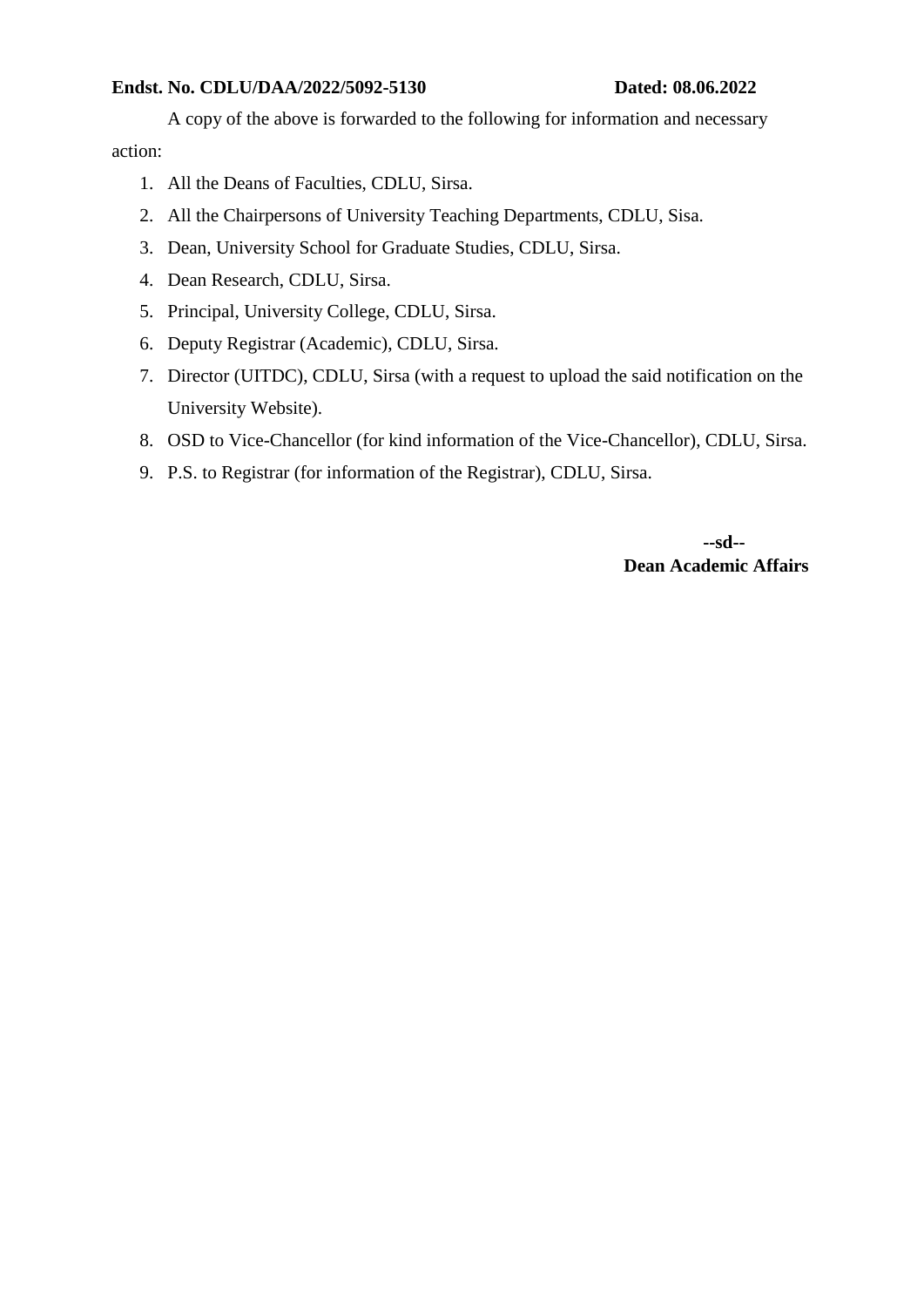**Endst. No. CDLU/DAA/2022/5092-5130** **Dated: 08.06.2022**

A copy of the above is forwarded to the following for information and necessary action:

1. All the Deans of Faculties, CDLU, Sirsa.
2. All the Chairpersons of University Teaching Departments, CDLU, Sisa.
3. Dean, University School for Graduate Studies, CDLU, Sirsa.
4. Dean Research, CDLU, Sirsa.
5. Principal, University College, CDLU, Sirsa.
6. Deputy Registrar (Academic), CDLU, Sirsa.
7. Director (UITDC), CDLU, Sirsa (with a request to upload the said notification on the University Website).
8. OSD to Vice-Chancellor (for kind information of the Vice-Chancellor), CDLU, Sirsa.
9. P.S. to Registrar (for information of the Registrar), CDLU, Sirsa.

**--sd--**
**Dean Academic Affairs**